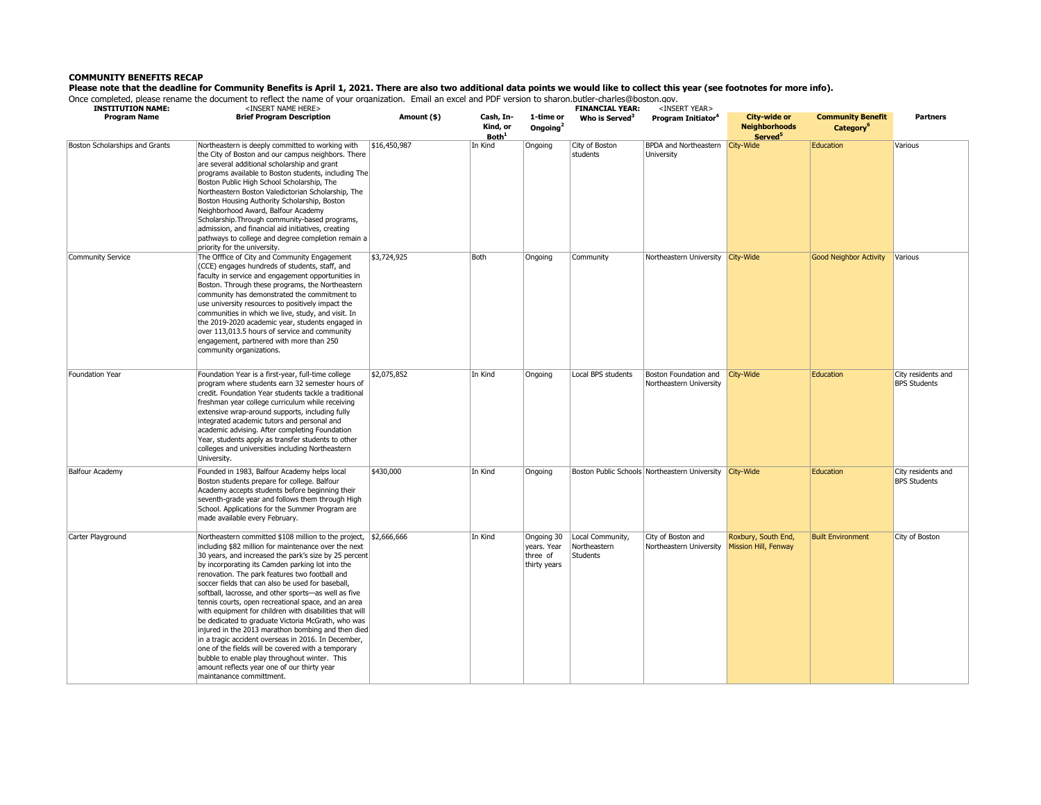**COMMUNITY BENEFITS RECAP**

**Please note that the deadline for Community Benefits is April 1, 2021. There are also two additional data points we would like to collect this year (see footnotes for more info).**

Once completed, please rename the document to reflect the name of your organization. Email an excel and PDF version to sharon.butler-charles@boston.gov.

**INSTITUTION NAME:** <INSERT NAME HERE> **FINANCIAL YEAR:** <INSERT YEAR>

| Program Name | Brief Program Description | Amount ($) | Cash, In-Kind, or Both[1] | 1-time or Ongoing[2] | Who is Served[3] | Program Initiator[4] | City-wide or Neighborhoods Served[5] | Community Benefit Category[6] | Partners |
|---|---|---|---|---|---|---|---|---|---|
| Boston Scholarships and Grants | Northeastern is deeply committed to working with the City of Boston and our campus neighbors. There are several additional scholarship and grant programs available to Boston students, including The Boston Public High School Scholarship, The Northeastern Boston Valedictorian Scholarship, The Boston Housing Authority Scholarship, Boston Neighborhood Award, Balfour Academy Scholarship.Through community-based programs, admission, and financial aid initiatives, creating pathways to college and degree completion remain a priority for the university. | $16,450,987 | In Kind | Ongoing | City of Boston students | BPDA and Northeastern University | City-Wide | Education | Various |
| Community Service | The Offfice of City and Community Engagement (CCE) engages hundreds of students, staff, and faculty in service and engagement opportunities in Boston. Through these programs, the Northeastern community has demonstrated the commitment to use university resources to positively impact the communities in which we live, study, and visit. In the 2019-2020 academic year, students engaged in over 113,013.5 hours of service and community engagement, partnered with more than 250 community organizations. | $3,724,925 | Both | Ongoing | Community | Northeastern University | City-Wide | Good Neighbor Activity | Various |
| Foundation Year | Foundation Year is a first-year, full-time college program where students earn 32 semester hours of credit. Foundation Year students tackle a traditional freshman year college curriculum while receiving extensive wrap-around supports, including fully integrated academic tutors and personal and academic advising. After completing Foundation Year, students apply as transfer students to other colleges and universities including Northeastern University. | $2,075,852 | In Kind | Ongoing | Local BPS students | Boston Foundation and Northeastern University | City-Wide | Education | City residents and BPS Students |
| Balfour Academy | Founded in 1983, Balfour Academy helps local Boston students prepare for college. Balfour Academy accepts students before beginning their seventh-grade year and follows them through High School. Applications for the Summer Program are made available every February. | $430,000 | In Kind | Ongoing | Boston Public Schools | Northeastern University | City-Wide | Education | City residents and BPS Students |
| Carter Playground | Northeastern committed $108 million to the project, including $82 million for maintenance over the next 30 years, and increased the park's size by 25 percent by incorporating its Camden parking lot into the renovation. The park features two football and soccer fields that can also be used for baseball, softball, lacrosse, and other sports—as well as five tennis courts, open recreational space, and an area with equipment for children with disabilities that will be dedicated to graduate Victoria McGrath, who was injured in the 2013 marathon bombing and then died in a tragic accident overseas in 2016. In December, one of the fields will be covered with a temporary bubble to enable play throughout winter. This amount reflects year one of our thirty year maintanance committment. | $2,666,666 | In Kind | Ongoing 30 years. Year three of thirty years | Local Community, Northeastern Students | City of Boston and Northeastern University | Roxbury, South End, Mission Hill, Fenway | Built Environment | City of Boston |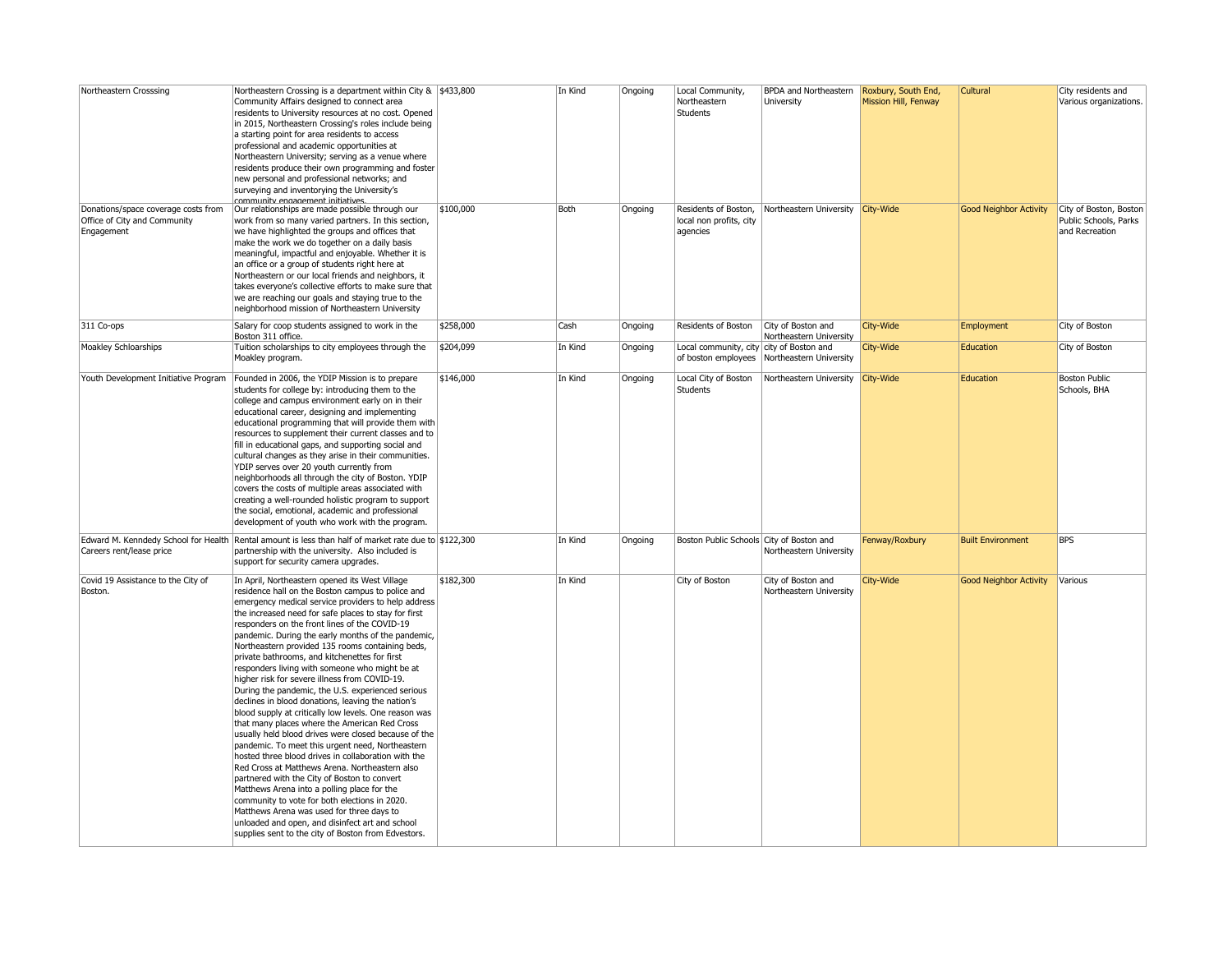| Northeastern Crosssing | Northeastern Crossing is a department within City & Community Affairs designed to connect area residents to University resources at no cost. Opened in 2015, Northeastern Crossing's roles include being a starting point for area residents to access professional and academic opportunities at Northeastern University; serving as a venue where residents produce their own programming and foster new personal and professional networks; and surveying and inventorying the University's community engagement initiatives. | $433,800 | In Kind | Ongoing | Local Community, Northeastern Students | BPDA and Northeastern University | Roxbury, South End, Mission Hill, Fenway | Cultural | City residents and Various organizations. |
|---|---|---|---|---|---|---|---|---|---|
| Donations/space coverage costs from Office of City and Community Engagement | Our relationships are made possible through our work from so many varied partners. In this section, we have highlighted the groups and offices that make the work we do together on a daily basis meaningful, impactful and enjoyable. Whether it is an office or a group of students right here at Northeastern or our local friends and neighbors, it takes everyone's collective efforts to make sure that we are reaching our goals and staying true to the neighborhood mission of Northeastern University | $100,000 | Both | Ongoing | Residents of Boston, local non profits, city agencies | Northeastern University | City-Wide | Good Neighbor Activity | City of Boston, Boston Public Schools, Parks and Recreation |
| 311 Co-ops | Salary for coop students assigned to work in the Boston 311 office. | $258,000 | Cash | Ongoing | Residents of Boston | City of Boston and Northeastern University | City-Wide | Employment | City of Boston |
| Moakley Schloarships | Tuition scholarships to city employees through the Moakley program. | $204,099 | In Kind | Ongoing | Local community, city of boston employees | city of Boston and Northeastern University | City-Wide | Education | City of Boston |
| Youth Development Initiative Program | Founded in 2006, the YDIP Mission is to prepare students for college by: introducing them to the college and campus environment early on in their educational career, designing and implementing educational programming that will provide them with resources to supplement their current classes and to fill in educational gaps, and supporting social and cultural changes as they arise in their communities. YDIP serves over 20 youth currently from neighborhoods all through the city of Boston. YDIP covers the costs of multiple areas associated with creating a well-rounded holistic program to support the social, emotional, academic and professional development of youth who work with the program. | $146,000 | In Kind | Ongoing | Local City of Boston Students | Northeastern University | City-Wide | Education | Boston Public Schools, BHA |
| Edward M. Kenndedy School for Health Careers rent/lease price | Rental amount is less than half of market rate due to partnership with the university. Also included is support for security camera upgrades. | $122,300 | In Kind | Ongoing | Boston Public Schools | City of Boston and Northeastern University | Fenway/Roxbury | Built Environment | BPS |
| Covid 19 Assistance to the City of Boston. | In April, Northeastern opened its West Village residence hall on the Boston campus to police and emergency medical service providers to help address the increased need for safe places to stay for first responders on the front lines of the COVID-19 pandemic. During the early months of the pandemic, Northeastern provided 135 rooms containing beds, private bathrooms, and kitchenettes for first responders living with someone who might be at higher risk for severe illness from COVID-19. During the pandemic, the U.S. experienced serious declines in blood donations, leaving the nation's blood supply at critically low levels. One reason was that many places where the American Red Cross usually held blood drives were closed because of the pandemic. To meet this urgent need, Northeastern hosted three blood drives in collaboration with the Red Cross at Matthews Arena. Northeastern also partnered with the City of Boston to convert Matthews Arena into a polling place for the community to vote for both elections in 2020. Matthews Arena was used for three days to unloaded and open, and disinfect art and school supplies sent to the city of Boston from Edvestors. | $182,300 | In Kind | | City of Boston | City of Boston and Northeastern University | City-Wide | Good Neighbor Activity | Various |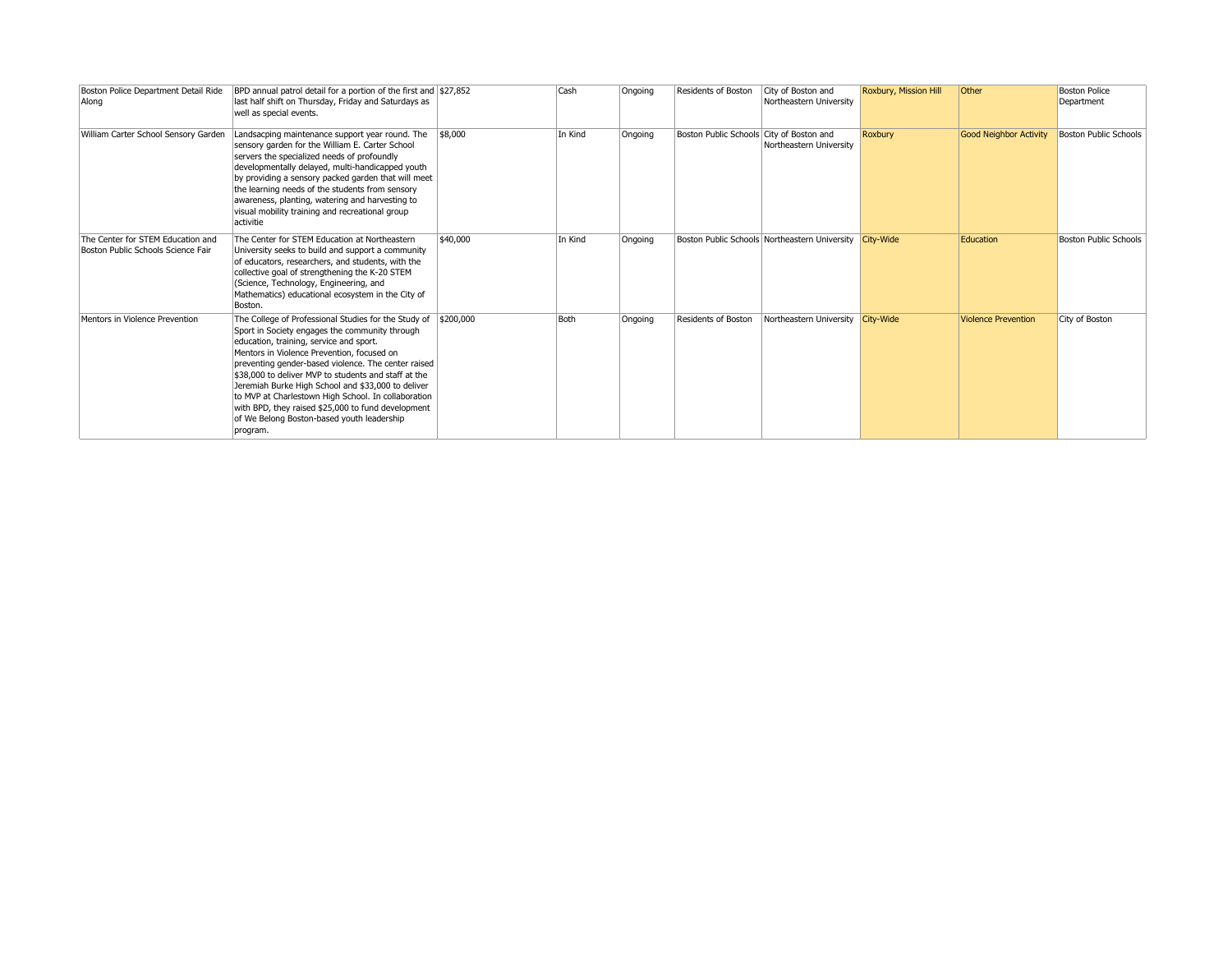| | | | | | | | | | |
|---|---|---|---|---|---|---|---|---|---|
| Boston Police Department Detail Ride Along | BPD annual patrol detail for a portion of the first and last half shift on Thursday, Friday and Saturdays as well as special events. | $27,852 | Cash | Ongoing | Residents of Boston | City of Boston and Northeastern University | Roxbury, Mission Hill | Other | Boston Police Department |
| William Carter School Sensory Garden | Landsacping maintenance support year round. The sensory garden for the William E. Carter School servers the specialized needs of profoundly developmentally delayed, multi-handicapped youth by providing a sensory packed garden that will meet the learning needs of the students from sensory awareness, planting, watering and harvesting to visual mobility training and recreational group activitie | $8,000 | In Kind | Ongoing | Boston Public Schools | City of Boston and Northeastern University | Roxbury | Good Neighbor Activity | Boston Public Schools |
| The Center for STEM Education and Boston Public Schools Science Fair | The Center for STEM Education at Northeastern University seeks to build and support a community of educators, researchers, and students, with the collective goal of strengthening the K-20 STEM (Science, Technology, Engineering, and Mathematics) educational ecosystem in the City of Boston. | $40,000 | In Kind | Ongoing | Boston Public Schools | Northeastern University | City-Wide | Education | Boston Public Schools |
| Mentors in Violence Prevention | The College of Professional Studies for the Study of Sport in Society engages the community through education, training, service and sport. Mentors in Violence Prevention, focused on preventing gender-based violence. The center raised $38,000 to deliver MVP to students and staff at the Jeremiah Burke High School and $33,000 to deliver to MVP at Charlestown High School. In collaboration with BPD, they raised $25,000 to fund development of We Belong Boston-based youth leadership program. | $200,000 | Both | Ongoing | Residents of Boston | Northeastern University | City-Wide | Violence Prevention | City of Boston |